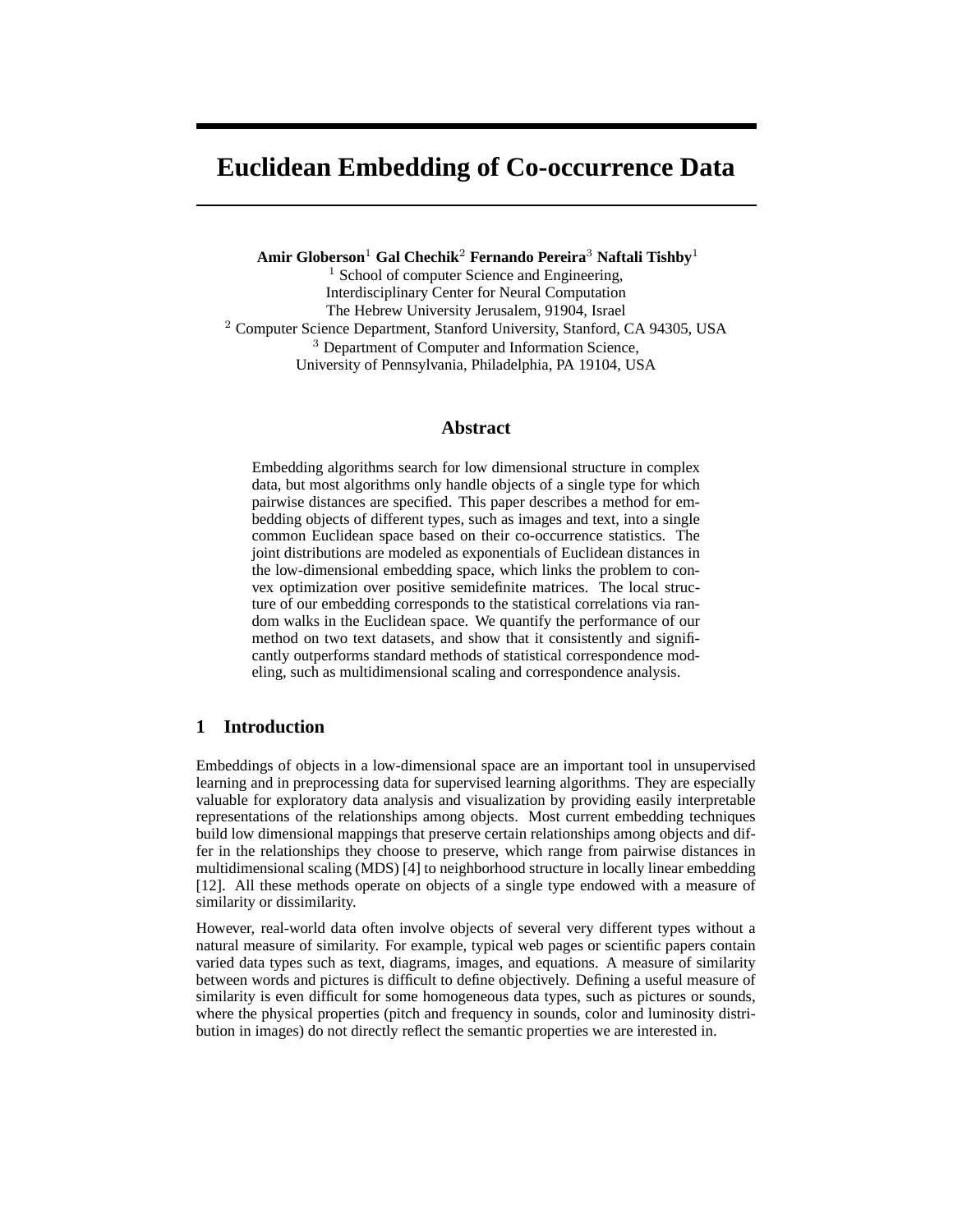# Euclidean Embedding of Co-occurrence Data

**Amir Globerson**[1] **Gal Chechik**[2] **Fernando Pereira**[3] **Naftali Tishby**[1]

[1] School of computer Science and Engineering,
Interdisciplinary Center for Neural Computation
The Hebrew University Jerusalem, 91904, Israel

[2] Computer Science Department, Stanford University, Stanford, CA 94305, USA

[3] Department of Computer and Information Science,
University of Pennsylvania, Philadelphia, PA 19104, USA

## Abstract

Embedding algorithms search for low dimensional structure in complex data, but most algorithms only handle objects of a single type for which pairwise distances are specified. This paper describes a method for embedding objects of different types, such as images and text, into a single common Euclidean space based on their co-occurrence statistics. The joint distributions are modeled as exponentials of Euclidean distances in the low-dimensional embedding space, which links the problem to convex optimization over positive semidefinite matrices. The local structure of our embedding corresponds to the statistical correlations via random walks in the Euclidean space. We quantify the performance of our method on two text datasets, and show that it consistently and significantly outperforms standard methods of statistical correspondence modeling, such as multidimensional scaling and correspondence analysis.

## 1 Introduction

Embeddings of objects in a low-dimensional space are an important tool in unsupervised learning and in preprocessing data for supervised learning algorithms. They are especially valuable for exploratory data analysis and visualization by providing easily interpretable representations of the relationships among objects. Most current embedding techniques build low dimensional mappings that preserve certain relationships among objects and differ in the relationships they choose to preserve, which range from pairwise distances in multidimensional scaling (MDS) [4] to neighborhood structure in locally linear embedding [12]. All these methods operate on objects of a single type endowed with a measure of similarity or dissimilarity.

However, real-world data often involve objects of several very different types without a natural measure of similarity. For example, typical web pages or scientific papers contain varied data types such as text, diagrams, images, and equations. A measure of similarity between words and pictures is difficult to define objectively. Defining a useful measure of similarity is even difficult for some homogeneous data types, such as pictures or sounds, where the physical properties (pitch and frequency in sounds, color and luminosity distribution in images) do not directly reflect the semantic properties we are interested in.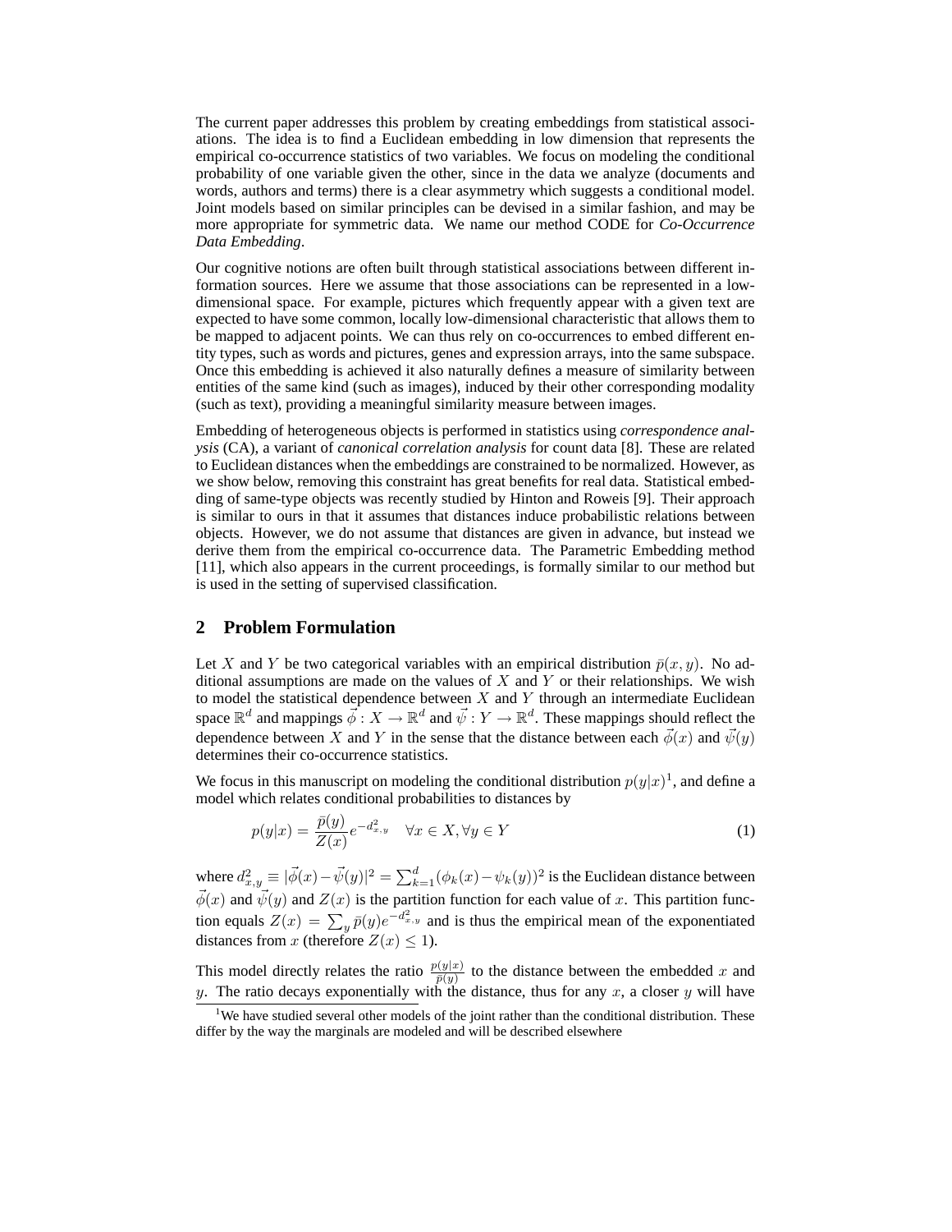The current paper addresses this problem by creating embeddings from statistical associations. The idea is to find a Euclidean embedding in low dimension that represents the empirical co-occurrence statistics of two variables. We focus on modeling the conditional probability of one variable given the other, since in the data we analyze (documents and words, authors and terms) there is a clear asymmetry which suggests a conditional model. Joint models based on similar principles can be devised in a similar fashion, and may be more appropriate for symmetric data. We name our method CODE for *Co-Occurrence Data Embedding*.

Our cognitive notions are often built through statistical associations between different information sources. Here we assume that those associations can be represented in a low-dimensional space. For example, pictures which frequently appear with a given text are expected to have some common, locally low-dimensional characteristic that allows them to be mapped to adjacent points. We can thus rely on co-occurrences to embed different entity types, such as words and pictures, genes and expression arrays, into the same subspace. Once this embedding is achieved it also naturally defines a measure of similarity between entities of the same kind (such as images), induced by their other corresponding modality (such as text), providing a meaningful similarity measure between images.

Embedding of heterogeneous objects is performed in statistics using *correspondence analysis* (CA), a variant of *canonical correlation analysis* for count data [8]. These are related to Euclidean distances when the embeddings are constrained to be normalized. However, as we show below, removing this constraint has great benefits for real data. Statistical embedding of same-type objects was recently studied by Hinton and Roweis [9]. Their approach is similar to ours in that it assumes that distances induce probabilistic relations between objects. However, we do not assume that distances are given in advance, but instead we derive them from the empirical co-occurrence data. The Parametric Embedding method [11], which also appears in the current proceedings, is formally similar to our method but is used in the setting of supervised classification.

## 2 Problem Formulation

Let $X$ and $Y$ be two categorical variables with an empirical distribution $\bar{p}(x,y)$. No additional assumptions are made on the values of $X$ and $Y$ or their relationships. We wish to model the statistical dependence between $X$ and $Y$ through an intermediate Euclidean space $\mathbb{R}^d$ and mappings $\vec{\phi} : X \rightarrow \mathbb{R}^d$ and $\vec{\psi} : Y \rightarrow \mathbb{R}^d$. These mappings should reflect the dependence between $X$ and $Y$ in the sense that the distance between each $\vec{\phi}(x)$ and $\vec{\psi}(y)$ determines their co-occurrence statistics.

We focus in this manuscript on modeling the conditional distribution $p(y|x)$[1], and define a model which relates conditional probabilities to distances by

$$p(y|x) = \frac{\bar{p}(y)}{Z(x)} e^{-d^2_{x,y}} \quad \forall x \in X, \forall y \in Y \tag{1}$$

where $d^2_{x,y} \equiv |\vec{\phi}(x) - \vec{\psi}(y)|^2 = \sum_{k=1}^{d} (\phi_k(x) - \psi_k(y))^2$ is the Euclidean distance between $\vec{\phi}(x)$ and $\vec{\psi}(y)$ and $Z(x)$ is the partition function for each value of $x$. This partition function equals $Z(x) = \sum_y \bar{p}(y) e^{-d^2_{x,y}}$ and is thus the empirical mean of the exponentiated distances from $x$ (therefore $Z(x) \leq 1$).

This model directly relates the ratio $\frac{p(y|x)}{\bar{p}(y)}$ to the distance between the embedded $x$ and $y$. The ratio decays exponentially with the distance, thus for any $x$, a closer $y$ will have

[1] We have studied several other models of the joint rather than the conditional distribution. These differ by the way the marginals are modeled and will be described elsewhere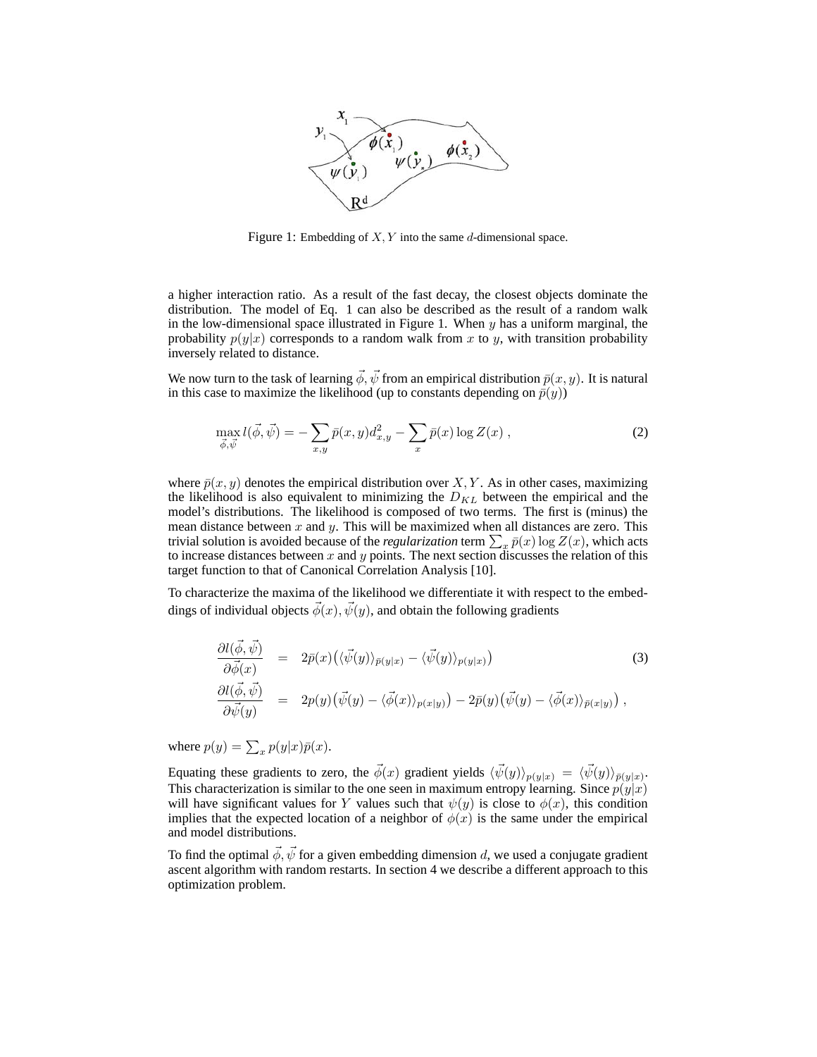Figure 1: Embedding of $X, Y$ into the same $d$-dimensional space.

a higher interaction ratio. As a result of the fast decay, the closest objects dominate the distribution. The model of Eq. 1 can also be described as the result of a random walk in the low-dimensional space illustrated in Figure 1. When $y$ has a uniform marginal, the probability $p(y|x)$ corresponds to a random walk from $x$ to $y$, with transition probability inversely related to distance.

We now turn to the task of learning $\vec{\phi}, \vec{\psi}$ from an empirical distribution $\bar{p}(x, y)$. It is natural in this case to maximize the likelihood (up to constants depending on $\bar{p}(y)$)

$$\max_{\vec{\phi}, \vec{\psi}} l(\vec{\phi}, \vec{\psi}) = -\sum_{x,y} \bar{p}(x, y) d^2_{x,y} - \sum_{x} \bar{p}(x) \log Z(x) \;, \tag{2}$$

where $\bar{p}(x, y)$ denotes the empirical distribution over $X, Y$. As in other cases, maximizing the likelihood is also equivalent to minimizing the $D_{KL}$ between the empirical and the model's distributions. The likelihood is composed of two terms. The first is (minus) the mean distance between $x$ and $y$. This will be maximized when all distances are zero. This trivial solution is avoided because of the *regularization* term $\sum_x \bar{p}(x) \log Z(x)$, which acts to increase distances between $x$ and $y$ points. The next section discusses the relation of this target function to that of Canonical Correlation Analysis [10].

To characterize the maxima of the likelihood we differentiate it with respect to the embeddings of individual objects $\vec{\phi}(x), \vec{\psi}(y)$, and obtain the following gradients

$$\begin{aligned}
\frac{\partial l(\vec{\phi}, \vec{\psi})}{\partial \vec{\phi}(x)} &= 2\bar{p}(x)\big(\langle \vec{\psi}(y) \rangle_{\bar{p}(y|x)} - \langle \vec{\psi}(y) \rangle_{p(y|x)}\big) \qquad (3) \\
\frac{\partial l(\vec{\phi}, \vec{\psi})}{\partial \vec{\psi}(y)} &= 2p(y)\big(\vec{\psi}(y) - \langle \vec{\phi}(x) \rangle_{p(x|y)}\big) - 2\bar{p}(y)\big(\vec{\psi}(y) - \langle \vec{\phi}(x) \rangle_{\bar{p}(x|y)}\big) \;,
\end{aligned}$$

where $p(y) = \sum_x p(y|x)\bar{p}(x)$.

Equating these gradients to zero, the $\vec{\phi}(x)$ gradient yields $\langle \vec{\psi}(y) \rangle_{p(y|x)} = \langle \vec{\psi}(y) \rangle_{\bar{p}(y|x)}$. This characterization is similar to the one seen in maximum entropy learning. Since $p(y|x)$ will have significant values for $Y$ values such that $\psi(y)$ is close to $\phi(x)$, this condition implies that the expected location of a neighbor of $\phi(x)$ is the same under the empirical and model distributions.

To find the optimal $\vec{\phi}, \vec{\psi}$ for a given embedding dimension $d$, we used a conjugate gradient ascent algorithm with random restarts. In section 4 we describe a different approach to this optimization problem.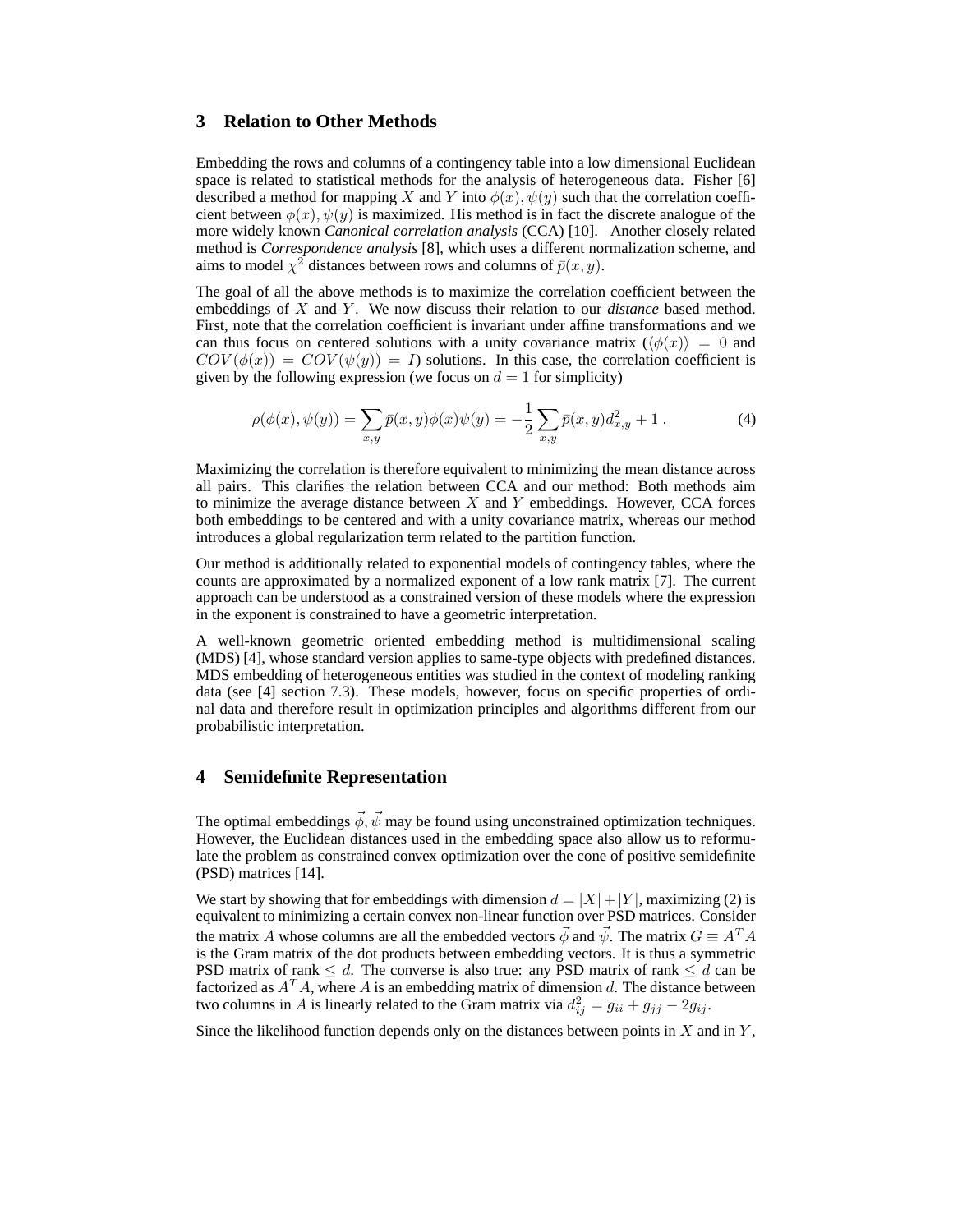## 3 Relation to Other Methods

Embedding the rows and columns of a contingency table into a low dimensional Euclidean space is related to statistical methods for the analysis of heterogeneous data. Fisher [6] described a method for mapping $X$ and $Y$ into $\phi(x), \psi(y)$ such that the correlation coefficient between $\phi(x), \psi(y)$ is maximized. His method is in fact the discrete analogue of the more widely known *Canonical correlation analysis* (CCA) [10]. Another closely related method is *Correspondence analysis* [8], which uses a different normalization scheme, and aims to model $\chi^2$ distances between rows and columns of $\bar{p}(x, y)$.

The goal of all the above methods is to maximize the correlation coefficient between the embeddings of $X$ and $Y$. We now discuss their relation to our *distance* based method. First, note that the correlation coefficient is invariant under affine transformations and we can thus focus on centered solutions with a unity covariance matrix ($\langle \phi(x) \rangle = 0$ and $COV(\phi(x)) = COV(\psi(y)) = I$) solutions. In this case, the correlation coefficient is given by the following expression (we focus on $d = 1$ for simplicity)

$$\rho(\phi(x), \psi(y)) = \sum_{x,y} \bar{p}(x, y)\phi(x)\psi(y) = -\frac{1}{2}\sum_{x,y} \bar{p}(x, y) d_{x,y}^2 + 1 \,. \tag{4}$$

Maximizing the correlation is therefore equivalent to minimizing the mean distance across all pairs. This clarifies the relation between CCA and our method: Both methods aim to minimize the average distance between $X$ and $Y$ embeddings. However, CCA forces both embeddings to be centered and with a unity covariance matrix, whereas our method introduces a global regularization term related to the partition function.

Our method is additionally related to exponential models of contingency tables, where the counts are approximated by a normalized exponent of a low rank matrix [7]. The current approach can be understood as a constrained version of these models where the expression in the exponent is constrained to have a geometric interpretation.

A well-known geometric oriented embedding method is multidimensional scaling (MDS) [4], whose standard version applies to same-type objects with predefined distances. MDS embedding of heterogeneous entities was studied in the context of modeling ranking data (see [4] section 7.3). These models, however, focus on specific properties of ordinal data and therefore result in optimization principles and algorithms different from our probabilistic interpretation.

## 4 Semidefinite Representation

The optimal embeddings $\vec{\phi}, \vec{\psi}$ may be found using unconstrained optimization techniques. However, the Euclidean distances used in the embedding space also allow us to reformulate the problem as constrained convex optimization over the cone of positive semidefinite (PSD) matrices [14].

We start by showing that for embeddings with dimension $d = |X| + |Y|$, maximizing (2) is equivalent to minimizing a certain convex non-linear function over PSD matrices. Consider the matrix $A$ whose columns are all the embedded vectors $\vec{\phi}$ and $\vec{\psi}$. The matrix $G \equiv A^T A$ is the Gram matrix of the dot products between embedding vectors. It is thus a symmetric PSD matrix of rank $\leq d$. The converse is also true: any PSD matrix of rank $\leq d$ can be factorized as $A^T A$, where $A$ is an embedding matrix of dimension $d$. The distance between two columns in $A$ is linearly related to the Gram matrix via $d_{ij}^2 = g_{ii} + g_{jj} - 2g_{ij}$.

Since the likelihood function depends only on the distances between points in $X$ and in $Y$,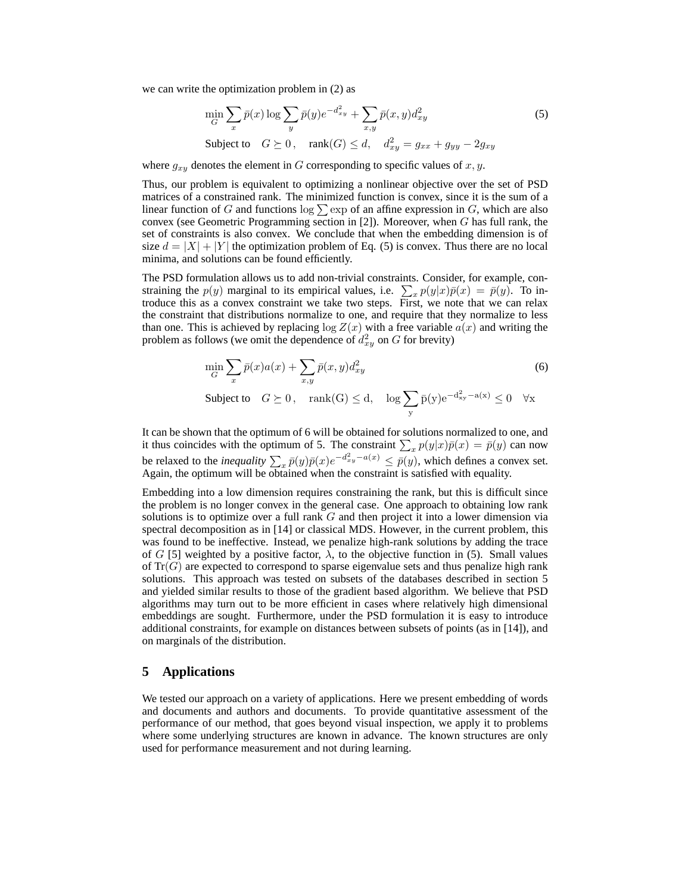we can write the optimization problem in (2) as

$$\min_{G} \sum_{x} \bar{p}(x) \log \sum_{y} \bar{p}(y) e^{-d_{xy}^2} + \sum_{x,y} \bar{p}(x,y) d_{xy}^2 \tag{5}$$

$$\text{Subject to} \quad G \succeq 0\,, \quad \text{rank}(G) \leq d, \quad d_{xy}^2 = g_{xx} + g_{yy} - 2g_{xy}$$

where $g_{xy}$ denotes the element in $G$ corresponding to specific values of $x, y$.

Thus, our problem is equivalent to optimizing a nonlinear objective over the set of PSD matrices of a constrained rank. The minimized function is convex, since it is the sum of a linear function of $G$ and functions $\log \sum \exp$ of an affine expression in $G$, which are also convex (see Geometric Programming section in [2]). Moreover, when $G$ has full rank, the set of constraints is also convex. We conclude that when the embedding dimension is of size $d = |X| + |Y|$ the optimization problem of Eq. (5) is convex. Thus there are no local minima, and solutions can be found efficiently.

The PSD formulation allows us to add non-trivial constraints. Consider, for example, constraining the $p(y)$ marginal to its empirical values, i.e. $\sum_x p(y|x)\bar{p}(x) = \bar{p}(y)$. To introduce this as a convex constraint we take two steps. First, we note that we can relax the constraint that distributions normalize to one, and require that they normalize to less than one. This is achieved by replacing $\log Z(x)$ with a free variable $a(x)$ and writing the problem as follows (we omit the dependence of $d_{xy}^2$ on $G$ for brevity)

$$\min_{G} \sum_{x} \bar{p}(x) a(x) + \sum_{x,y} \bar{p}(x,y) d_{xy}^2 \tag{6}$$

$$\text{Subject to} \quad G \succeq 0\,, \quad \text{rank}(G) \leq d, \quad \log \sum_{y} \bar{p}(y) e^{-d_{xy}^2 - a(x)} \leq 0 \quad \forall x$$

It can be shown that the optimum of 6 will be obtained for solutions normalized to one, and it thus coincides with the optimum of 5. The constraint $\sum_x p(y|x)\bar{p}(x) = \bar{p}(y)$ can now be relaxed to the *inequality* $\sum_x \bar{p}(y)\bar{p}(x)e^{-d_{xy}^2 - a(x)} \leq \bar{p}(y)$, which defines a convex set. Again, the optimum will be obtained when the constraint is satisfied with equality.

Embedding into a low dimension requires constraining the rank, but this is difficult since the problem is no longer convex in the general case. One approach to obtaining low rank solutions is to optimize over a full rank $G$ and then project it into a lower dimension via spectral decomposition as in [14] or classical MDS. However, in the current problem, this was found to be ineffective. Instead, we penalize high-rank solutions by adding the trace of $G$ [5] weighted by a positive factor, $\lambda$, to the objective function in (5). Small values of $\text{Tr}(G)$ are expected to correspond to sparse eigenvalue sets and thus penalize high rank solutions. This approach was tested on subsets of the databases described in section 5 and yielded similar results to those of the gradient based algorithm. We believe that PSD algorithms may turn out to be more efficient in cases where relatively high dimensional embeddings are sought. Furthermore, under the PSD formulation it is easy to introduce additional constraints, for example on distances between subsets of points (as in [14]), and on marginals of the distribution.

## 5 Applications

We tested our approach on a variety of applications. Here we present embedding of words and documents and authors and documents. To provide quantitative assessment of the performance of our method, that goes beyond visual inspection, we apply it to problems where some underlying structures are known in advance. The known structures are only used for performance measurement and not during learning.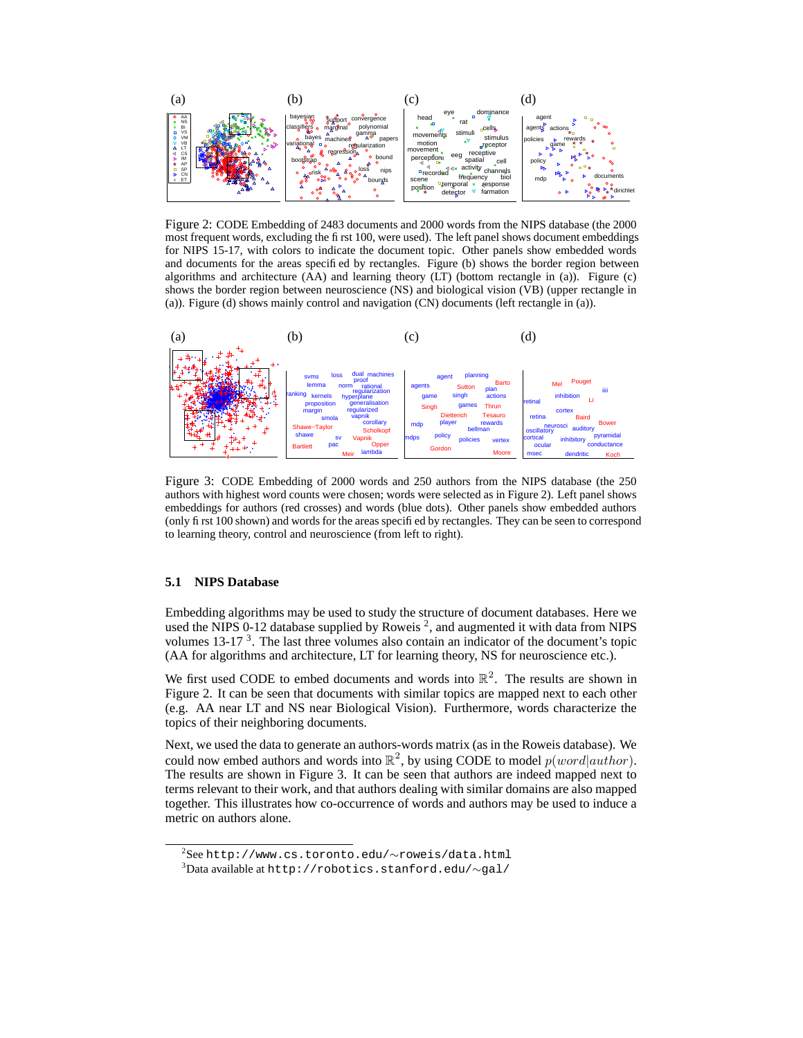Figure 2: CODE Embedding of 2483 documents and 2000 words from the NIPS database (the 2000 most frequent words, excluding the first 100, were used). The left panel shows document embeddings for NIPS 15-17, with colors to indicate the document topic. Other panels show embedded words and documents for the areas specified by rectangles. Figure (b) shows the border region between algorithms and architecture (AA) and learning theory (LT) (bottom rectangle in (a)). Figure (c) shows the border region between neuroscience (NS) and biological vision (VB) (upper rectangle in (a)). Figure (d) shows mainly control and navigation (CN) documents (left rectangle in (a)).

Figure 3: CODE Embedding of 2000 words and 250 authors from the NIPS database (the 250 authors with highest word counts were chosen; words were selected as in Figure 2). Left panel shows embeddings for authors (red crosses) and words (blue dots). Other panels show embedded authors (only first 100 shown) and words for the areas specified by rectangles. They can be seen to correspond to learning theory, control and neuroscience (from left to right).

### 5.1 NIPS Database

Embedding algorithms may be used to study the structure of document databases. Here we used the NIPS 0-12 database supplied by Roweis [2], and augmented it with data from NIPS volumes 13-17 [3]. The last three volumes also contain an indicator of the document's topic (AA for algorithms and architecture, LT for learning theory, NS for neuroscience etc.).

We first used CODE to embed documents and words into $\mathbb{R}^2$. The results are shown in Figure 2. It can be seen that documents with similar topics are mapped next to each other (e.g. AA near LT and NS near Biological Vision). Furthermore, words characterize the topics of their neighboring documents.

Next, we used the data to generate an authors-words matrix (as in the Roweis database). We could now embed authors and words into $\mathbb{R}^2$, by using CODE to model $p(word|author)$. The results are shown in Figure 3. It can be seen that authors are indeed mapped next to terms relevant to their work, and that authors dealing with similar domains are also mapped together. This illustrates how co-occurrence of words and authors may be used to induce a metric on authors alone.

[2] See http://www.cs.toronto.edu/~roweis/data.html

[3] Data available at http://robotics.stanford.edu/~gal/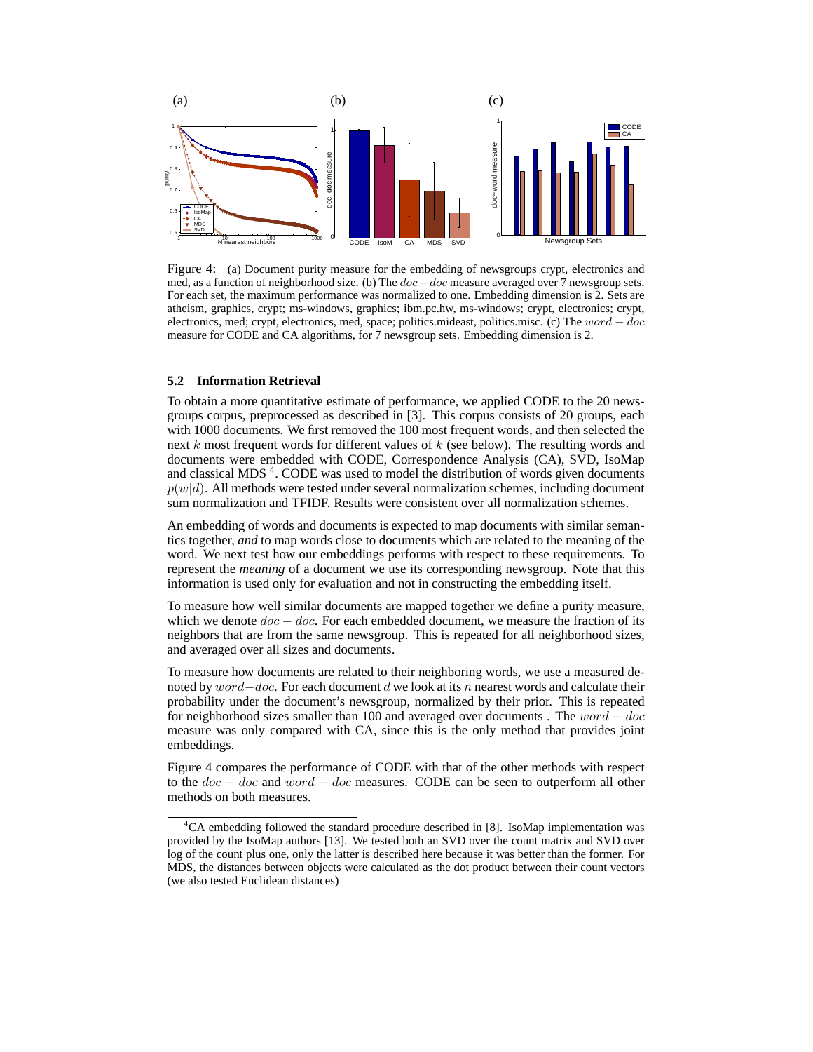Figure 4: (a) Document purity measure for the embedding of newsgroups crypt, electronics and med, as a function of neighborhood size. (b) The $doc-doc$ measure averaged over 7 newsgroup sets. For each set, the maximum performance was normalized to one. Embedding dimension is 2. Sets are atheism, graphics, crypt; ms-windows, graphics; ibm.pc.hw, ms-windows; crypt, electronics; crypt, electronics, med; crypt, electronics, med, space; politics.mideast, politics.misc. (c) The $word-doc$ measure for CODE and CA algorithms, for 7 newsgroup sets. Embedding dimension is 2.

### 5.2 Information Retrieval

To obtain a more quantitative estimate of performance, we applied CODE to the 20 newsgroups corpus, preprocessed as described in [3]. This corpus consists of 20 groups, each with 1000 documents. We first removed the 100 most frequent words, and then selected the next $k$ most frequent words for different values of $k$ (see below). The resulting words and documents were embedded with CODE, Correspondence Analysis (CA), SVD, IsoMap and classical MDS [4]. CODE was used to model the distribution of words given documents $p(w|d)$. All methods were tested under several normalization schemes, including document sum normalization and TFIDF. Results were consistent over all normalization schemes.

An embedding of words and documents is expected to map documents with similar semantics together, *and* to map words close to documents which are related to the meaning of the word. We next test how our embeddings performs with respect to these requirements. To represent the *meaning* of a document we use its corresponding newsgroup. Note that this information is used only for evaluation and not in constructing the embedding itself.

To measure how well similar documents are mapped together we define a purity measure, which we denote $doc-doc$. For each embedded document, we measure the fraction of its neighbors that are from the same newsgroup. This is repeated for all neighborhood sizes, and averaged over all sizes and documents.

To measure how documents are related to their neighboring words, we use a measured denoted by $word-doc$. For each document $d$ we look at its $n$ nearest words and calculate their probability under the document's newsgroup, normalized by their prior. This is repeated for neighborhood sizes smaller than 100 and averaged over documents . The $word-doc$ measure was only compared with CA, since this is the only method that provides joint embeddings.

Figure 4 compares the performance of CODE with that of the other methods with respect to the $doc-doc$ and $word-doc$ measures. CODE can be seen to outperform all other methods on both measures.

---

[4] CA embedding followed the standard procedure described in [8]. IsoMap implementation was provided by the IsoMap authors [13]. We tested both an SVD over the count matrix and SVD over log of the count plus one, only the latter is described here because it was better than the former. For MDS, the distances between objects were calculated as the dot product between their count vectors (we also tested Euclidean distances)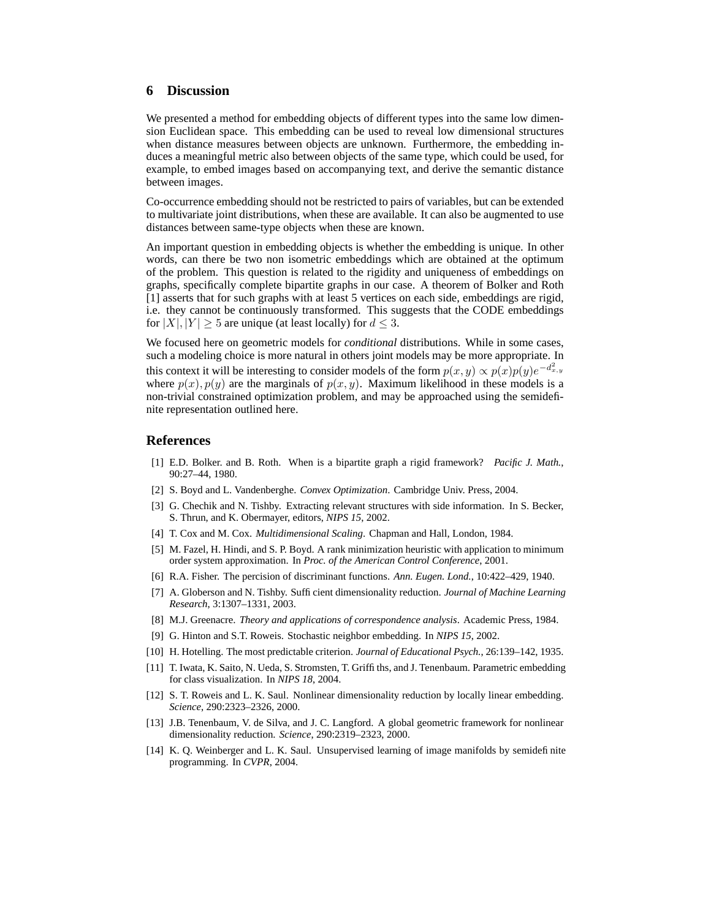## 6 Discussion

We presented a method for embedding objects of different types into the same low dimension Euclidean space. This embedding can be used to reveal low dimensional structures when distance measures between objects are unknown. Furthermore, the embedding induces a meaningful metric also between objects of the same type, which could be used, for example, to embed images based on accompanying text, and derive the semantic distance between images.

Co-occurrence embedding should not be restricted to pairs of variables, but can be extended to multivariate joint distributions, when these are available. It can also be augmented to use distances between same-type objects when these are known.

An important question in embedding objects is whether the embedding is unique. In other words, can there be two non isometric embeddings which are obtained at the optimum of the problem. This question is related to the rigidity and uniqueness of embeddings on graphs, specifically complete bipartite graphs in our case. A theorem of Bolker and Roth [1] asserts that for such graphs with at least 5 vertices on each side, embeddings are rigid, i.e. they cannot be continuously transformed. This suggests that the CODE embeddings for $|X|, |Y| \geq 5$ are unique (at least locally) for $d \leq 3$.

We focused here on geometric models for *conditional* distributions. While in some cases, such a modeling choice is more natural in others joint models may be more appropriate. In this context it will be interesting to consider models of the form $p(x, y) \propto p(x)p(y)e^{-d^2_{x,y}}$ where $p(x), p(y)$ are the marginals of $p(x, y)$. Maximum likelihood in these models is a non-trivial constrained optimization problem, and may be approached using the semidefinite representation outlined here.

## References

[1] E.D. Bolker. and B. Roth. When is a bipartite graph a rigid framework? *Pacific J. Math.*, 90:27–44, 1980.

[2] S. Boyd and L. Vandenberghe. *Convex Optimization*. Cambridge Univ. Press, 2004.

[3] G. Chechik and N. Tishby. Extracting relevant structures with side information. In S. Becker, S. Thrun, and K. Obermayer, editors, *NIPS 15*, 2002.

[4] T. Cox and M. Cox. *Multidimensional Scaling*. Chapman and Hall, London, 1984.

[5] M. Fazel, H. Hindi, and S. P. Boyd. A rank minimization heuristic with application to minimum order system approximation. In *Proc. of the American Control Conference*, 2001.

[6] R.A. Fisher. The percision of discriminant functions. *Ann. Eugen. Lond.*, 10:422–429, 1940.

[7] A. Globerson and N. Tishby. Sufficient dimensionality reduction. *Journal of Machine Learning Research*, 3:1307–1331, 2003.

[8] M.J. Greenacre. *Theory and applications of correspondence analysis*. Academic Press, 1984.

[9] G. Hinton and S.T. Roweis. Stochastic neighbor embedding. In *NIPS 15*, 2002.

[10] H. Hotelling. The most predictable criterion. *Journal of Educational Psych.*, 26:139–142, 1935.

[11] T. Iwata, K. Saito, N. Ueda, S. Stromsten, T. Griffiths, and J. Tenenbaum. Parametric embedding for class visualization. In *NIPS 18*, 2004.

[12] S. T. Roweis and L. K. Saul. Nonlinear dimensionality reduction by locally linear embedding. *Science*, 290:2323–2326, 2000.

[13] J.B. Tenenbaum, V. de Silva, and J. C. Langford. A global geometric framework for nonlinear dimensionality reduction. *Science*, 290:2319–2323, 2000.

[14] K. Q. Weinberger and L. K. Saul. Unsupervised learning of image manifolds by semidefinite programming. In *CVPR*, 2004.